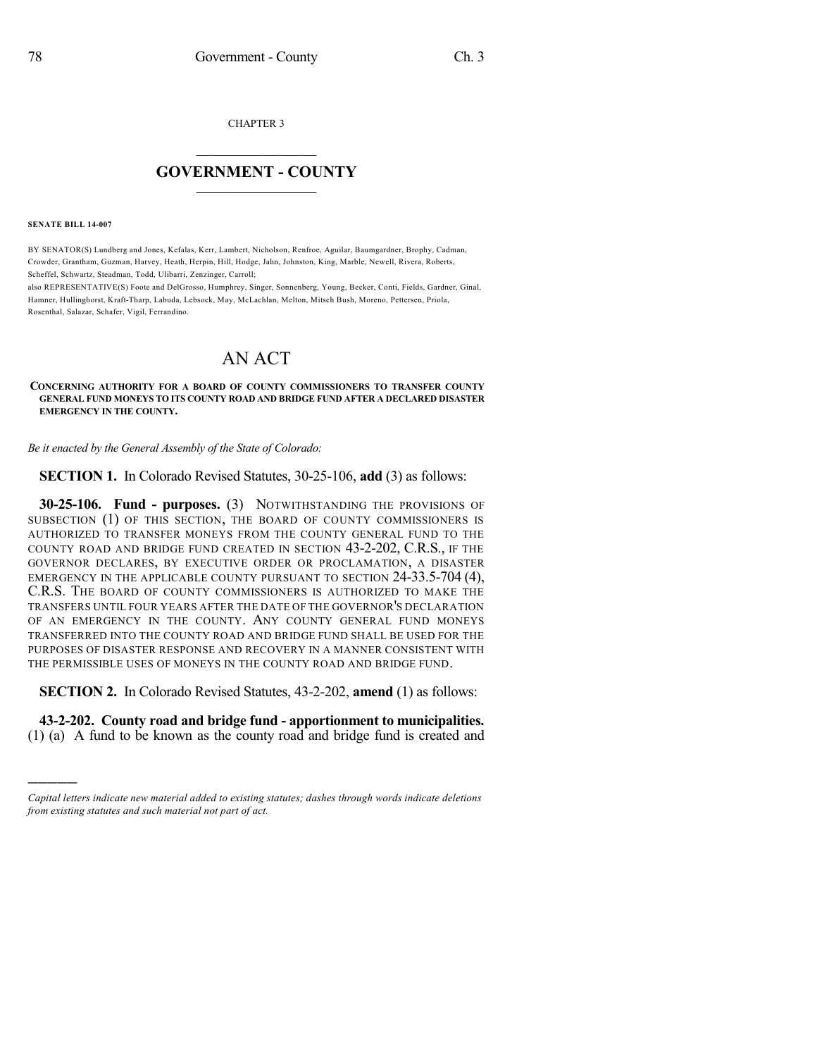CHAPTER 3

# GOVERNMENT - COUNTY

**SENATE BILL 14-007**

BY SENATOR(S) Lundberg and Jones, Kefalas, Kerr, Lambert, Nicholson, Renfroe, Aguilar, Baumgardner, Brophy, Cadman, Crowder, Grantham, Guzman, Harvey, Heath, Herpin, Hill, Hodge, Jahn, Johnston, King, Marble, Newell, Rivera, Roberts, Scheffel, Schwartz, Steadman, Todd, Ulibarri, Zenzinger, Carroll;

also REPRESENTATIVE(S) Foote and DelGrosso, Humphrey, Singer, Sonnenberg, Young, Becker, Conti, Fields, Gardner, Ginal, Hamner, Hullinghorst, Kraft-Tharp, Labuda, Lebsock, May, McLachlan, Melton, Mitsch Bush, Moreno, Pettersen, Priola, Rosenthal, Salazar, Schafer, Vigil, Ferrandino.

# AN ACT

**CONCERNING AUTHORITY FOR A BOARD OF COUNTY COMMISSIONERS TO TRANSFER COUNTY GENERAL FUND MONEYS TO ITS COUNTY ROAD AND BRIDGE FUND AFTER A DECLARED DISASTER EMERGENCY IN THE COUNTY.**

*Be it enacted by the General Assembly of the State of Colorado:*

**SECTION 1.** In Colorado Revised Statutes, 30-25-106, **add** (3) as follows:

**30-25-106. Fund - purposes.** (3) NOTWITHSTANDING THE PROVISIONS OF SUBSECTION (1) OF THIS SECTION, THE BOARD OF COUNTY COMMISSIONERS IS AUTHORIZED TO TRANSFER MONEYS FROM THE COUNTY GENERAL FUND TO THE COUNTY ROAD AND BRIDGE FUND CREATED IN SECTION 43-2-202, C.R.S., IF THE GOVERNOR DECLARES, BY EXECUTIVE ORDER OR PROCLAMATION, A DISASTER EMERGENCY IN THE APPLICABLE COUNTY PURSUANT TO SECTION 24-33.5-704 (4), C.R.S. THE BOARD OF COUNTY COMMISSIONERS IS AUTHORIZED TO MAKE THE TRANSFERS UNTIL FOUR YEARS AFTER THE DATE OF THE GOVERNOR'S DECLARATION OF AN EMERGENCY IN THE COUNTY. ANY COUNTY GENERAL FUND MONEYS TRANSFERRED INTO THE COUNTY ROAD AND BRIDGE FUND SHALL BE USED FOR THE PURPOSES OF DISASTER RESPONSE AND RECOVERY IN A MANNER CONSISTENT WITH THE PERMISSIBLE USES OF MONEYS IN THE COUNTY ROAD AND BRIDGE FUND.

**SECTION 2.** In Colorado Revised Statutes, 43-2-202, **amend** (1) as follows:

**43-2-202. County road and bridge fund - apportionment to municipalities.** (1) (a) A fund to be known as the county road and bridge fund is created and

---

*Capital letters indicate new material added to existing statutes; dashes through words indicate deletions from existing statutes and such material not part of act.*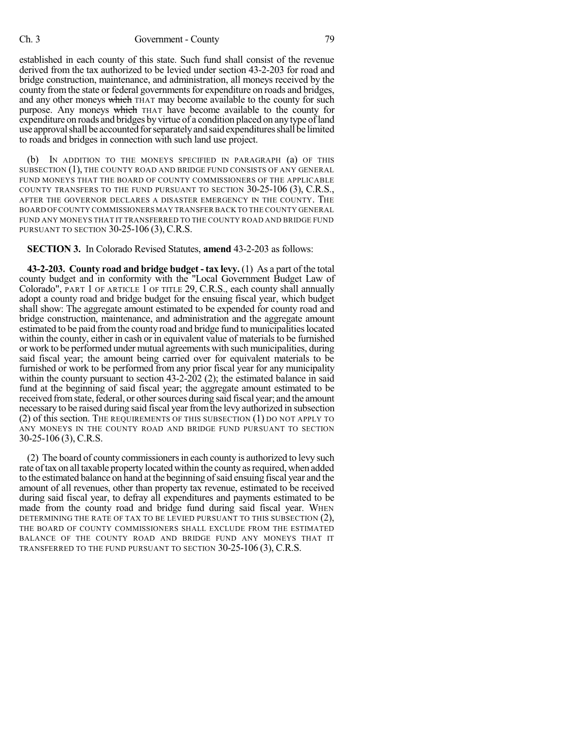established in each county of this state. Such fund shall consist of the revenue derived from the tax authorized to be levied under section 43-2-203 for road and bridge construction, maintenance, and administration, all moneys received by the county from the state or federal governments for expenditure on roads and bridges, and any other moneys ~~which~~ THAT may become available to the county for such purpose. Any moneys ~~which~~ THAT have become available to the county for expenditure on roads and bridges by virtue of a condition placed on any type of land use approval shall be accounted for separately and said expenditures shall be limited to roads and bridges in connection with such land use project.

(b) IN ADDITION TO THE MONEYS SPECIFIED IN PARAGRAPH (a) OF THIS SUBSECTION (1), THE COUNTY ROAD AND BRIDGE FUND CONSISTS OF ANY GENERAL FUND MONEYS THAT THE BOARD OF COUNTY COMMISSIONERS OF THE APPLICABLE COUNTY TRANSFERS TO THE FUND PURSUANT TO SECTION 30-25-106 (3), C.R.S., AFTER THE GOVERNOR DECLARES A DISASTER EMERGENCY IN THE COUNTY. THE BOARD OF COUNTY COMMISSIONERS MAY TRANSFER BACK TO THE COUNTY GENERAL FUND ANY MONEYS THAT IT TRANSFERRED TO THE COUNTY ROAD AND BRIDGE FUND PURSUANT TO SECTION 30-25-106 (3), C.R.S.

**SECTION 3.** In Colorado Revised Statutes, **amend** 43-2-203 as follows:

**43-2-203. County road and bridge budget - tax levy.** (1) As a part of the total county budget and in conformity with the "Local Government Budget Law of Colorado", PART 1 OF ARTICLE 1 OF TITLE 29, C.R.S., each county shall annually adopt a county road and bridge budget for the ensuing fiscal year, which budget shall show: The aggregate amount estimated to be expended for county road and bridge construction, maintenance, and administration and the aggregate amount estimated to be paid from the county road and bridge fund to municipalities located within the county, either in cash or in equivalent value of materials to be furnished or work to be performed under mutual agreements with such municipalities, during said fiscal year; the amount being carried over for equivalent materials to be furnished or work to be performed from any prior fiscal year for any municipality within the county pursuant to section 43-2-202 (2); the estimated balance in said fund at the beginning of said fiscal year; the aggregate amount estimated to be received from state, federal, or other sources during said fiscal year; and the amount necessary to be raised during said fiscal year from the levy authorized in subsection (2) of this section. THE REQUIREMENTS OF THIS SUBSECTION (1) DO NOT APPLY TO ANY MONEYS IN THE COUNTY ROAD AND BRIDGE FUND PURSUANT TO SECTION 30-25-106 (3), C.R.S.

(2) The board of county commissioners in each county is authorized to levy such rate of tax on all taxable property located within the county as required, when added to the estimated balance on hand at the beginning of said ensuing fiscal year and the amount of all revenues, other than property tax revenue, estimated to be received during said fiscal year, to defray all expenditures and payments estimated to be made from the county road and bridge fund during said fiscal year. WHEN DETERMINING THE RATE OF TAX TO BE LEVIED PURSUANT TO THIS SUBSECTION (2), THE BOARD OF COUNTY COMMISSIONERS SHALL EXCLUDE FROM THE ESTIMATED BALANCE OF THE COUNTY ROAD AND BRIDGE FUND ANY MONEYS THAT IT TRANSFERRED TO THE FUND PURSUANT TO SECTION 30-25-106 (3), C.R.S.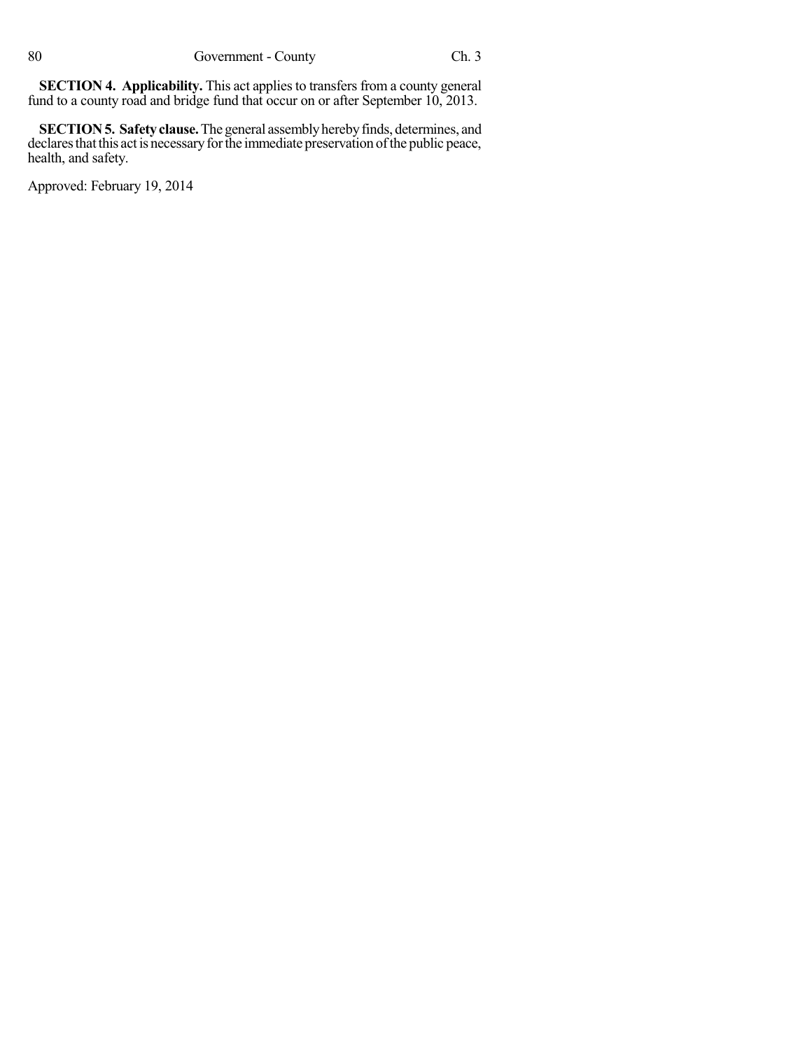**SECTION 4. Applicability.** This act applies to transfers from a county general fund to a county road and bridge fund that occur on or after September 10, 2013.

**SECTION 5. Safety clause.** The general assembly hereby finds, determines, and declares that this act is necessary for the immediate preservation of the public peace, health, and safety.

Approved: February 19, 2014